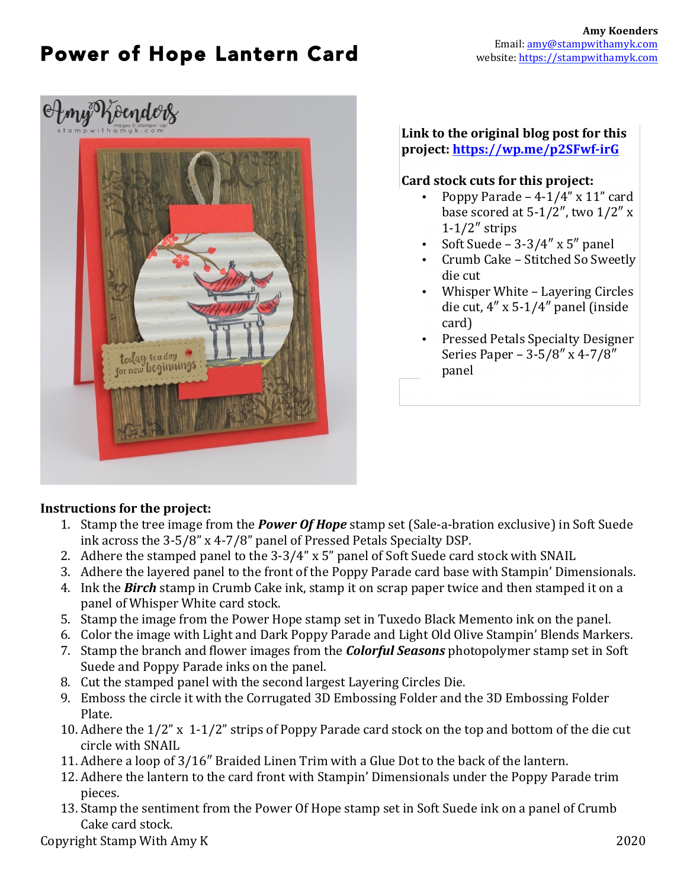# Power of Hope Lantern Card

**Amy Koenders**
Email: amy@stampwithamyk.com
website: https://stampwithamyk.com

**Link to the original blog post for this project: https://wp.me/p2SFwf-irG**

**Card stock cuts for this project:**

- Poppy Parade – 4-1/4″ x 11″ card base scored at 5-1/2″, two 1/2″ x 1-1/2″ strips
- Soft Suede – 3-3/4″ x 5″ panel
- Crumb Cake – Stitched So Sweetly die cut
- Whisper White – Layering Circles die cut, 4″ x 5-1/4″ panel (inside card)
- Pressed Petals Specialty Designer Series Paper – 3-5/8″ x 4-7/8″ panel

**Instructions for the project:**

1. Stamp the tree image from the ***Power Of Hope*** stamp set (Sale-a-bration exclusive) in Soft Suede ink across the 3-5/8" x 4-7/8" panel of Pressed Petals Specialty DSP.
2. Adhere the stamped panel to the 3-3/4" x 5" panel of Soft Suede card stock with SNAIL
3. Adhere the layered panel to the front of the Poppy Parade card base with Stampin' Dimensionals.
4. Ink the ***Birch*** stamp in Crumb Cake ink, stamp it on scrap paper twice and then stamped it on a panel of Whisper White card stock.
5. Stamp the image from the Power Hope stamp set in Tuxedo Black Memento ink on the panel.
6. Color the image with Light and Dark Poppy Parade and Light Old Olive Stampin' Blends Markers.
7. Stamp the branch and flower images from the ***Colorful Seasons*** photopolymer stamp set in Soft Suede and Poppy Parade inks on the panel.
8. Cut the stamped panel with the second largest Layering Circles Die.
9. Emboss the circle it with the Corrugated 3D Embossing Folder and the 3D Embossing Folder Plate.
10. Adhere the 1/2" x 1-1/2" strips of Poppy Parade card stock on the top and bottom of the die cut circle with SNAIL
11. Adhere a loop of 3/16" Braided Linen Trim with a Glue Dot to the back of the lantern.
12. Adhere the lantern to the card front with Stampin' Dimensionals under the Poppy Parade trim pieces.
13. Stamp the sentiment from the Power Of Hope stamp set in Soft Suede ink on a panel of Crumb Cake card stock.

Copyright Stamp With Amy K 2020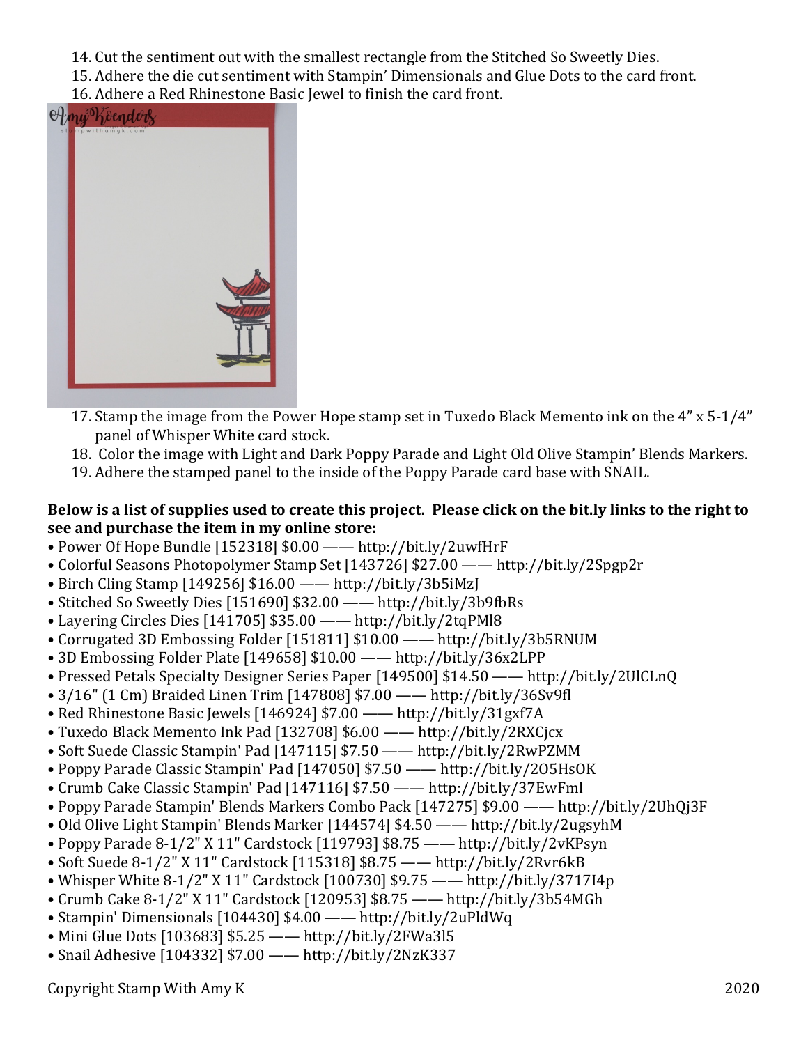14. Cut the sentiment out with the smallest rectangle from the Stitched So Sweetly Dies.
15. Adhere the die cut sentiment with Stampin' Dimensionals and Glue Dots to the card front.
16. Adhere a Red Rhinestone Basic Jewel to finish the card front.

17. Stamp the image from the Power Hope stamp set in Tuxedo Black Memento ink on the 4" x 5-1/4" panel of Whisper White card stock.
18. Color the image with Light and Dark Poppy Parade and Light Old Olive Stampin' Blends Markers.
19. Adhere the stamped panel to the inside of the Poppy Parade card base with SNAIL.

**Below is a list of supplies used to create this project. Please click on the bit.ly links to the right to see and purchase the item in my online store:**

- Power Of Hope Bundle [152318] $0.00 —— http://bit.ly/2uwfHrF
- Colorful Seasons Photopolymer Stamp Set [143726] $27.00 —— http://bit.ly/2Spgp2r
- Birch Cling Stamp [149256] $16.00 —— http://bit.ly/3b5iMzJ
- Stitched So Sweetly Dies [151690] $32.00 —— http://bit.ly/3b9fbRs
- Layering Circles Dies [141705] $35.00 —— http://bit.ly/2tqPMl8
- Corrugated 3D Embossing Folder [151811] $10.00 —— http://bit.ly/3b5RNUM
- 3D Embossing Folder Plate [149658] $10.00 —— http://bit.ly/36x2LPP
- Pressed Petals Specialty Designer Series Paper [149500] $14.50 —— http://bit.ly/2UlCLnQ
- 3/16" (1 Cm) Braided Linen Trim [147808] $7.00 —— http://bit.ly/36Sv9fl
- Red Rhinestone Basic Jewels [146924] $7.00 —— http://bit.ly/31gxf7A
- Tuxedo Black Memento Ink Pad [132708] $6.00 —— http://bit.ly/2RXCjcx
- Soft Suede Classic Stampin' Pad [147115] $7.50 —— http://bit.ly/2RwPZMM
- Poppy Parade Classic Stampin' Pad [147050] $7.50 —— http://bit.ly/2O5HsOK
- Crumb Cake Classic Stampin' Pad [147116] $7.50 —— http://bit.ly/37EwFml
- Poppy Parade Stampin' Blends Markers Combo Pack [147275] $9.00 —— http://bit.ly/2UhQj3F
- Old Olive Light Stampin' Blends Marker [144574] $4.50 —— http://bit.ly/2ugsyhM
- Poppy Parade 8-1/2" X 11" Cardstock [119793] $8.75 —— http://bit.ly/2vKPsyn
- Soft Suede 8-1/2" X 11" Cardstock [115318] $8.75 —— http://bit.ly/2Rvr6kB
- Whisper White 8-1/2" X 11" Cardstock [100730] $9.75 —— http://bit.ly/3717I4p
- Crumb Cake 8-1/2" X 11" Cardstock [120953] $8.75 —— http://bit.ly/3b54MGh
- Stampin' Dimensionals [104430] $4.00 —— http://bit.ly/2uPldWq
- Mini Glue Dots [103683] $5.25 —— http://bit.ly/2FWa3l5
- Snail Adhesive [104332] $7.00 —— http://bit.ly/2NzK337

Copyright Stamp With Amy K 2020